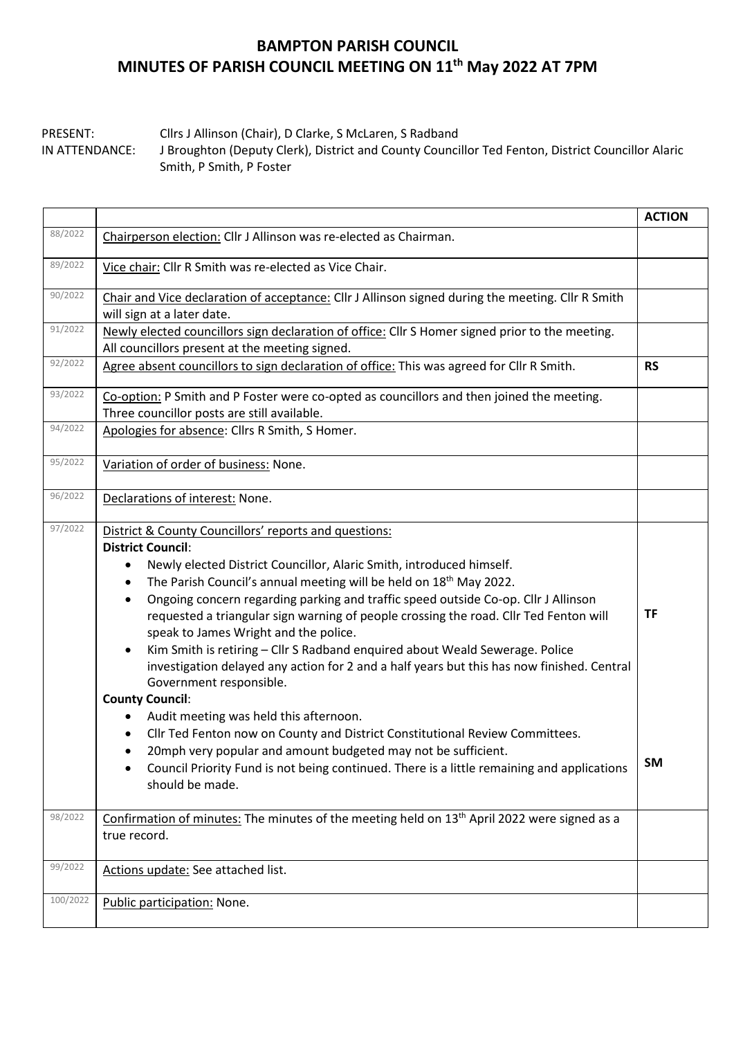# BAMPTON PARISH COUNCIL
# MINUTES OF PARISH COUNCIL MEETING ON 11th May 2022 AT 7PM

PRESENT: Cllrs J Allinson (Chair), D Clarke, S McLaren, S Radband
IN ATTENDANCE: J Broughton (Deputy Clerk), District and County Councillor Ted Fenton, District Councillor Alaric Smith, P Smith, P Foster

| | | ACTION |
|---|---|---|
| 88/2022 | <u>Chairperson election:</u> Cllr J Allinson was re-elected as Chairman. | |
| 89/2022 | <u>Vice chair:</u> Cllr R Smith was re-elected as Vice Chair. | |
| 90/2022 | <u>Chair and Vice declaration of acceptance:</u> Cllr J Allinson signed during the meeting. Cllr R Smith will sign at a later date. | |
| 91/2022 | <u>Newly elected councillors sign declaration of office:</u> Cllr S Homer signed prior to the meeting. All councillors present at the meeting signed. | |
| 92/2022 | <u>Agree absent councillors to sign declaration of office:</u> This was agreed for Cllr R Smith. | **RS** |
| 93/2022 | <u>Co-option:</u> P Smith and P Foster were co-opted as councillors and then joined the meeting. Three councillor posts are still available. | |
| 94/2022 | <u>Apologies for absence</u>: Cllrs R Smith, S Homer. | |
| 95/2022 | <u>Variation of order of business:</u> None. | |
| 96/2022 | <u>Declarations of interest:</u> None. | |
| 97/2022 | <u>District & County Councillors' reports and questions:</u><br>**District Council**:<br>• Newly elected District Councillor, Alaric Smith, introduced himself.<br>• The Parish Council's annual meeting will be held on 18th May 2022.<br>• Ongoing concern regarding parking and traffic speed outside Co-op. Cllr J Allinson requested a triangular sign warning of people crossing the road. Cllr Ted Fenton will speak to James Wright and the police.<br>• Kim Smith is retiring – Cllr S Radband enquired about Weald Sewerage. Police investigation delayed any action for 2 and a half years but this has now finished. Central Government responsible.<br>**County Council**:<br>• Audit meeting was held this afternoon.<br>• Cllr Ted Fenton now on County and District Constitutional Review Committees.<br>• 20mph very popular and amount budgeted may not be sufficient.<br>• Council Priority Fund is not being continued. There is a little remaining and applications should be made. | **TF**<br><br>**SM** |
| 98/2022 | <u>Confirmation of minutes:</u> The minutes of the meeting held on 13th April 2022 were signed as a true record. | |
| 99/2022 | <u>Actions update:</u> See attached list. | |
| 100/2022 | <u>Public participation:</u> None. | |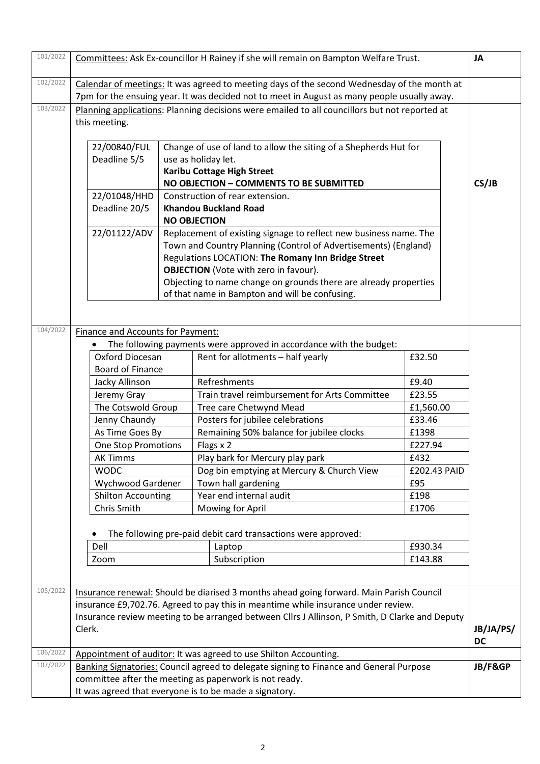| Ref | Item | Action |
|---|---|---|
| 101/2022 | Committees: Ask Ex-councillor H Rainey if she will remain on Bampton Welfare Trust. | JA |
| 102/2022 | Calendar of meetings: It was agreed to meeting days of the second Wednesday of the month at 7pm for the ensuing year. It was decided not to meet in August as many people usually away. | |
| 103/2022 | Planning applications: Planning decisions were emailed to all councillors but not reported at this meeting. | CS/JB |

| Application | Details |
|---|---|
| 22/00840/FUL Deadline 5/5 | Change of use of land to allow the siting of a Shepherds Hut for use as holiday let. **Karibu Cottage High Street** **NO OBJECTION – COMMENTS TO BE SUBMITTED** |
| 22/01048/HHD Deadline 20/5 | Construction of rear extension. **Khandou Buckland Road** **NO OBJECTION** |
| 22/01122/ADV | Replacement of existing signage to reflect new business name. The Town and Country Planning (Control of Advertisements) (England) Regulations LOCATION: **The Romany Inn Bridge Street** **OBJECTION** (Vote with zero in favour). Objecting to name change on grounds there are already properties of that name in Bampton and will be confusing. |

**104/2022** Finance and Accounts for Payment:

- The following payments were approved in accordance with the budget:

| Payee | Description | Amount |
|---|---|---|
| Oxford Diocesan Board of Finance | Rent for allotments – half yearly | £32.50 |
| Jacky Allinson | Refreshments | £9.40 |
| Jeremy Gray | Train travel reimbursement for Arts Committee | £23.55 |
| The Cotswold Group | Tree care Chetwynd Mead | £1,560.00 |
| Jenny Chaundy | Posters for jubilee celebrations | £33.46 |
| As Time Goes By | Remaining 50% balance for jubilee clocks | £1398 |
| One Stop Promotions | Flags x 2 | £227.94 |
| AK Timms | Play bark for Mercury play park | £432 |
| WODC | Dog bin emptying at Mercury & Church View | £202.43 PAID |
| Wychwood Gardener | Town hall gardening | £95 |
| Shilton Accounting | Year end internal audit | £198 |
| Chris Smith | Mowing for April | £1706 |

- The following pre-paid debit card transactions were approved:

| Payee | Description | Amount |
|---|---|---|
| Dell | Laptop | £930.34 |
| Zoom | Subscription | £143.88 |

| Ref | Item | Action |
|---|---|---|
| 105/2022 | Insurance renewal: Should be diarised 3 months ahead going forward. Main Parish Council insurance £9,702.76. Agreed to pay this in meantime while insurance under review. Insurance review meeting to be arranged between Cllrs J Allinson, P Smith, D Clarke and Deputy Clerk. | JB/JA/PS/DC |
| 106/2022 | Appointment of auditor: It was agreed to use Shilton Accounting. | |
| 107/2022 | Banking Signatories: Council agreed to delegate signing to Finance and General Purpose committee after the meeting as paperwork is not ready. It was agreed that everyone is to be made a signatory. | JB/F&GP |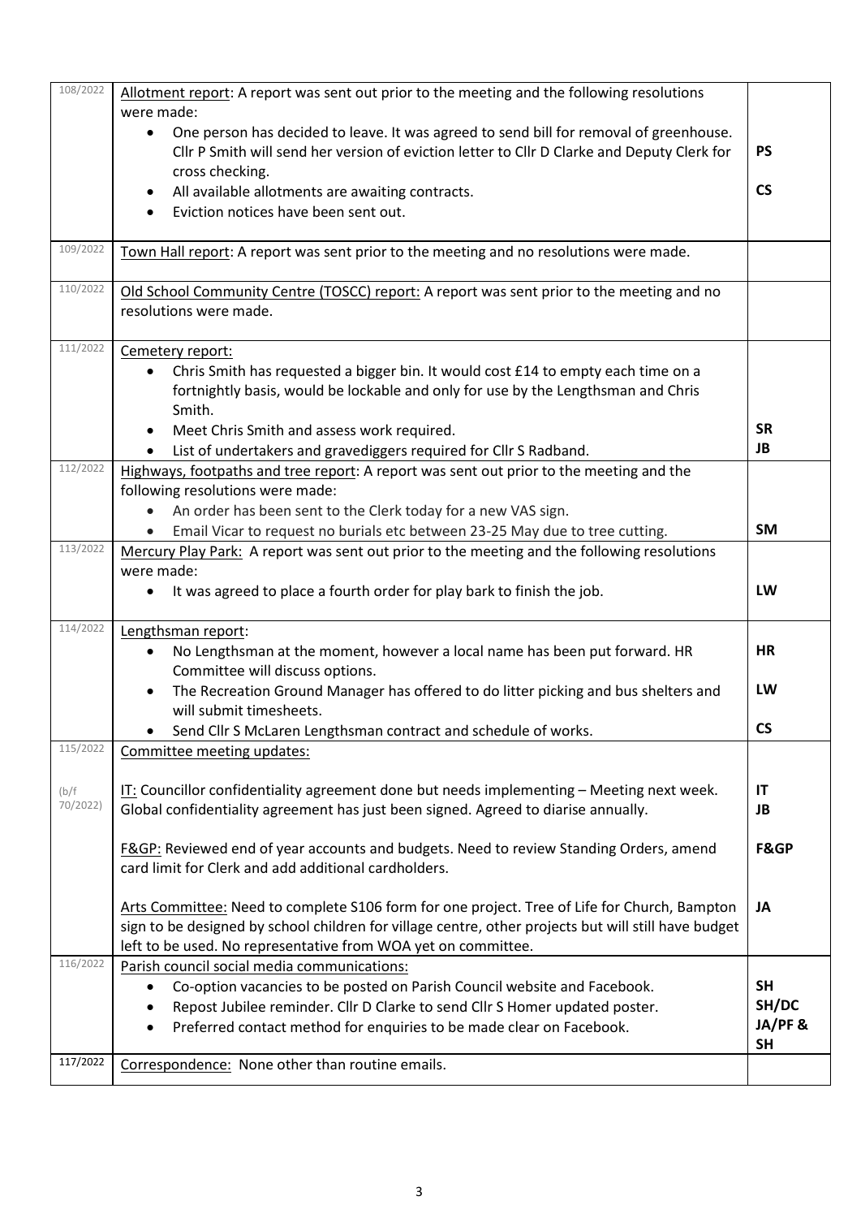| | | |
|---|---|---|
| 108/2022 | Allotment report: A report was sent out prior to the meeting and the following resolutions were made:<br>• One person has decided to leave. It was agreed to send bill for removal of greenhouse. Cllr P Smith will send her version of eviction letter to Cllr D Clarke and Deputy Clerk for cross checking.<br>• All available allotments are awaiting contracts.<br>• Eviction notices have been sent out. | **PS**<br><br>**CS** |
| 109/2022 | Town Hall report: A report was sent prior to the meeting and no resolutions were made. | |
| 110/2022 | Old School Community Centre (TOSCC) report: A report was sent prior to the meeting and no resolutions were made. | |
| 111/2022 | Cemetery report:<br>• Chris Smith has requested a bigger bin. It would cost £14 to empty each time on a fortnightly basis, would be lockable and only for use by the Lengthsman and Chris Smith.<br>• Meet Chris Smith and assess work required.<br>• List of undertakers and gravediggers required for Cllr S Radband. | **SR**<br>**JB** |
| 112/2022 | Highways, footpaths and tree report: A report was sent out prior to the meeting and the following resolutions were made:<br>• An order has been sent to the Clerk today for a new VAS sign.<br>• Email Vicar to request no burials etc between 23-25 May due to tree cutting. | **SM** |
| 113/2022 | Mercury Play Park: A report was sent out prior to the meeting and the following resolutions were made:<br>• It was agreed to place a fourth order for play bark to finish the job. | **LW** |
| 114/2022 | Lengthsman report:<br>• No Lengthsman at the moment, however a local name has been put forward. HR Committee will discuss options.<br>• The Recreation Ground Manager has offered to do litter picking and bus shelters and will submit timesheets.<br>• Send Cllr S McLaren Lengthsman contract and schedule of works. | **HR**<br><br>**LW**<br><br>**CS** |
| 115/2022<br><br>(b/f 70/2022) | Committee meeting updates:<br><br>IT: Councillor confidentiality agreement done but needs implementing – Meeting next week. Global confidentiality agreement has just been signed. Agreed to diarise annually.<br><br>F&GP: Reviewed end of year accounts and budgets. Need to review Standing Orders, amend card limit for Clerk and add additional cardholders.<br><br>Arts Committee: Need to complete S106 form for one project. Tree of Life for Church, Bampton sign to be designed by school children for village centre, other projects but will still have budget left to be used. No representative from WOA yet on committee. | **IT**<br>**JB**<br><br>**F&GP**<br><br>**JA** |
| 116/2022 | Parish council social media communications:<br>• Co-option vacancies to be posted on Parish Council website and Facebook.<br>• Repost Jubilee reminder. Cllr D Clarke to send Cllr S Homer updated poster.<br>• Preferred contact method for enquiries to be made clear on Facebook. | **SH**<br>**SH/DC**<br>**JA/PF & SH** |
| 117/2022 | Correspondence: None other than routine emails. | |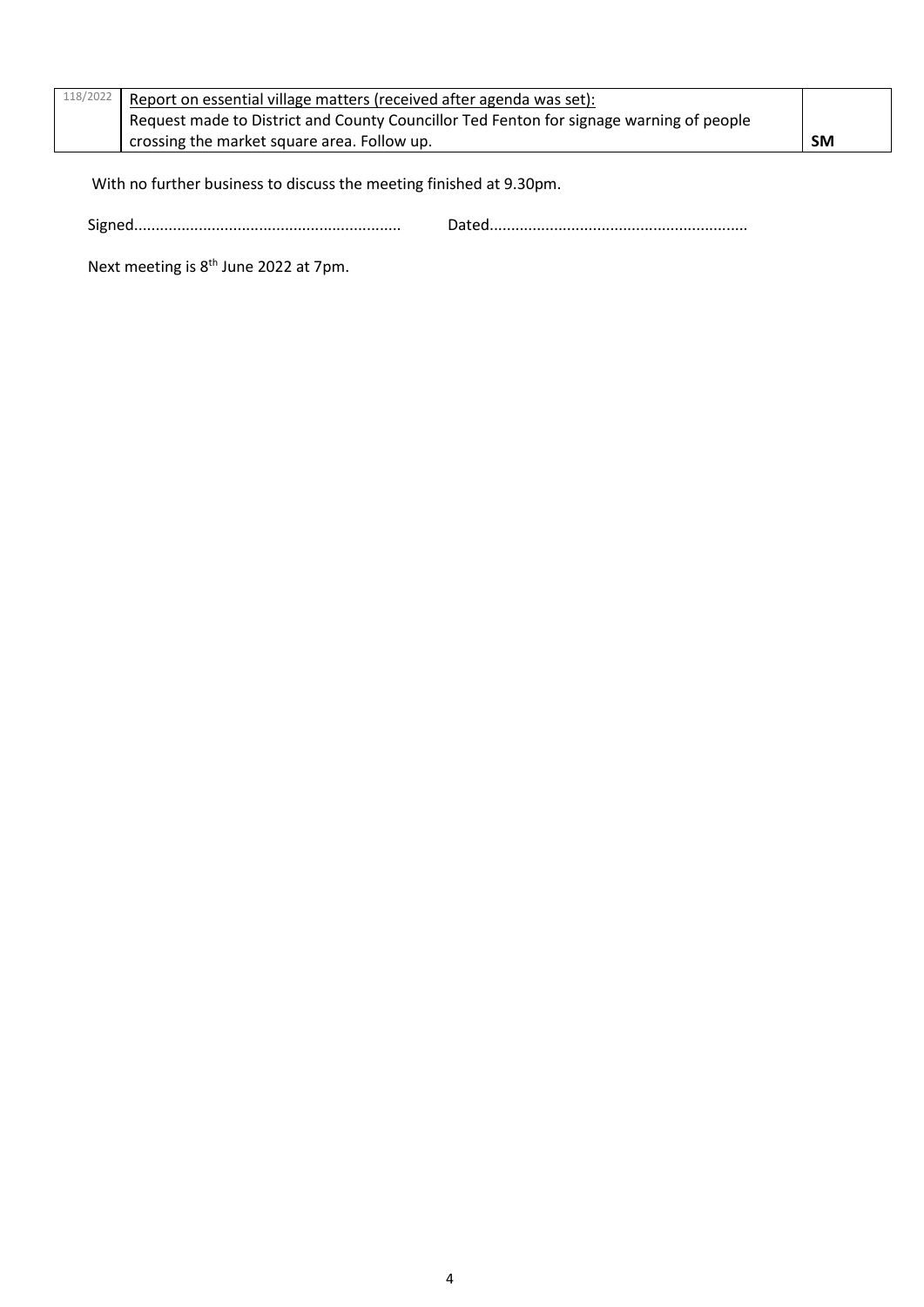| | | |
|---|---|---|
| 118/2022 | Report on essential village matters (received after agenda was set):<br>Request made to District and County Councillor Ted Fenton for signage warning of people crossing the market square area. Follow up. | **SM** |

With no further business to discuss the meeting finished at 9.30pm.

Signed............................................................ Dated..........................................................

Next meeting is 8th June 2022 at 7pm.